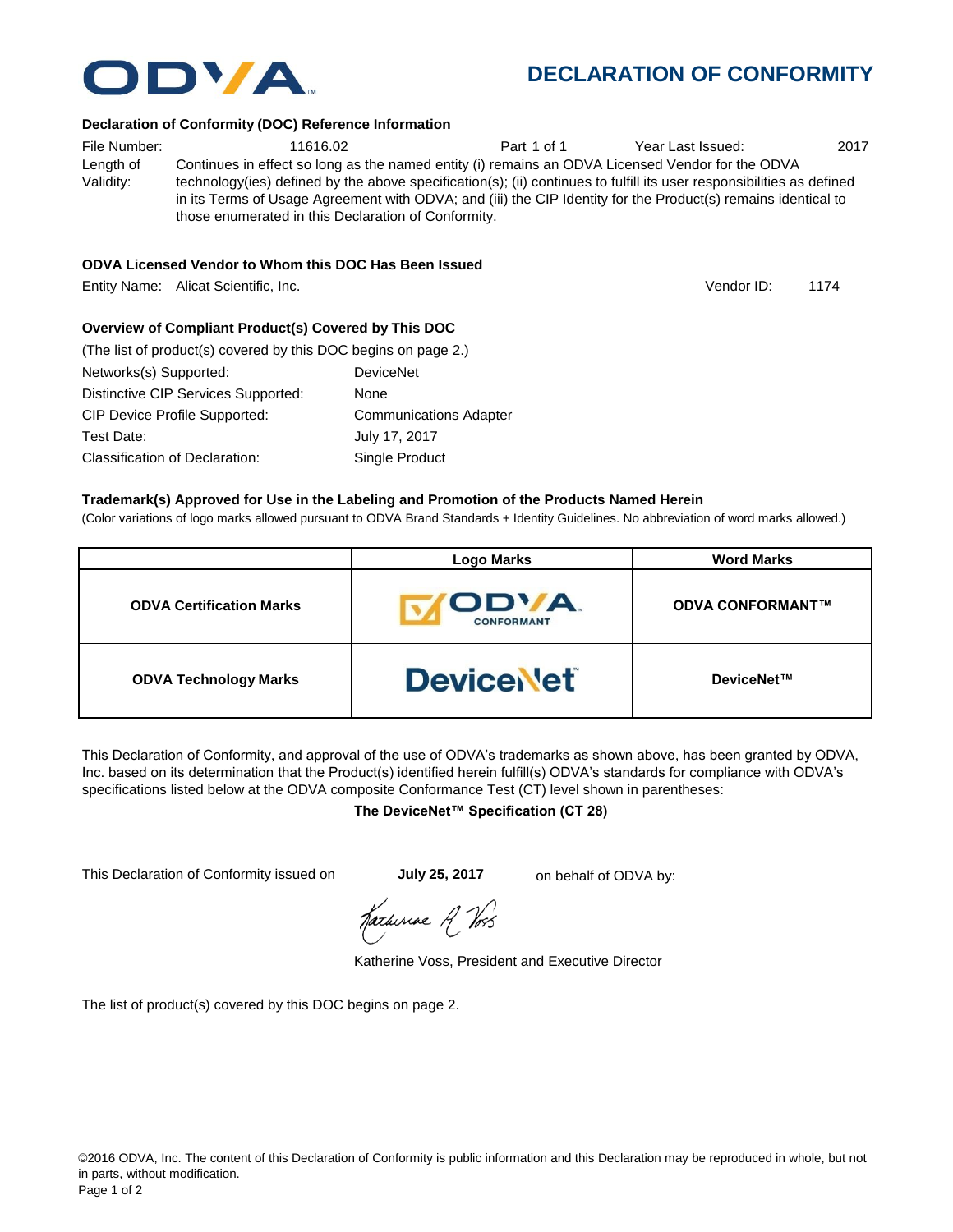# DECLARATION OF CONFORMITY

### Declaration of Conformity (DOC) Reference Information

File Number: 11616.02 Part 1 of 1 Year Last Issued: 2017

Length of Validity: Continues in effect so long as the named entity (i) remains an ODVA Licensed Vendor for the ODVA technology(ies) defined by the above specification(s); (ii) continues to fulfill its user responsibilities as defined in its Terms of Usage Agreement with ODVA; and (iii) the CIP Identity for the Product(s) remains identical to those enumerated in this Declaration of Conformity.

### ODVA Licensed Vendor to Whom this DOC Has Been Issued

Entity Name: Alicat Scientific, Inc. Vendor ID: 1174

### Overview of Compliant Product(s) Covered by This DOC

(The list of product(s) covered by this DOC begins on page 2.)

| | |
|---|---|
| Networks(s) Supported: | DeviceNet |
| Distinctive CIP Services Supported: | None |
| CIP Device Profile Supported: | Communications Adapter |
| Test Date: | July 17, 2017 |
| Classification of Declaration: | Single Product |

### Trademark(s) Approved for Use in the Labeling and Promotion of the Products Named Herein

(Color variations of logo marks allowed pursuant to ODVA Brand Standards + Identity Guidelines. No abbreviation of word marks allowed.)

| | Logo Marks | Word Marks |
|---|---|---|
| **ODVA Certification Marks** | ODVA CONFORMANT | **ODVA CONFORMANT™** |
| **ODVA Technology Marks** | DeviceNet | **DeviceNet™** |

This Declaration of Conformity, and approval of the use of ODVA's trademarks as shown above, has been granted by ODVA, Inc. based on its determination that the Product(s) identified herein fulfill(s) ODVA's standards for compliance with ODVA's specifications listed below at the ODVA composite Conformance Test (CT) level shown in parentheses:

**The DeviceNet™ Specification (CT 28)**

This Declaration of Conformity issued on **July 25, 2017** on behalf of ODVA by:

Katherine Voss, President and Executive Director

The list of product(s) covered by this DOC begins on page 2.

©2016 ODVA, Inc. The content of this Declaration of Conformity is public information and this Declaration may be reproduced in whole, but not in parts, without modification.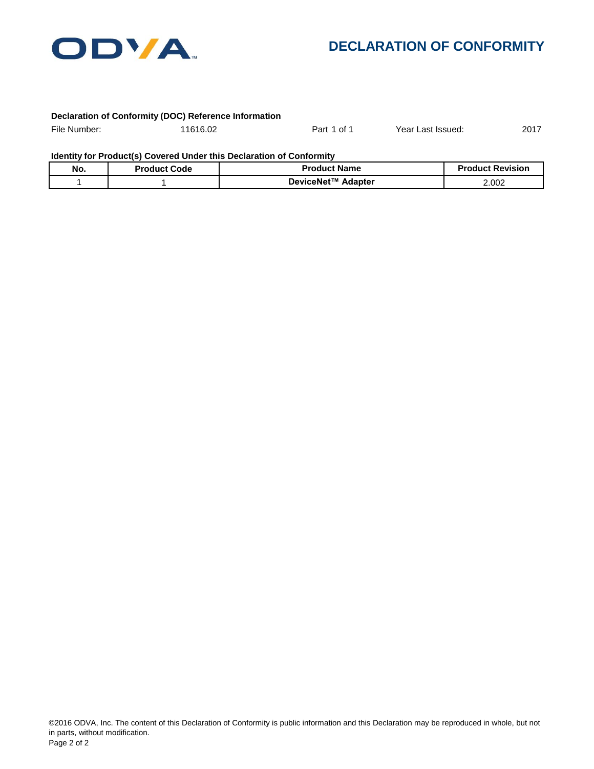# DECLARATION OF CONFORMITY

**Declaration of Conformity (DOC) Reference Information**

File Number: 11616.02 Part 1 of 1 Year Last Issued: 2017

**Identity for Product(s) Covered Under this Declaration of Conformity**

| No. | Product Code | Product Name | Product Revision |
|---|---|---|---|
| 1 | 1 | **DeviceNet™ Adapter** | 2.002 |

©2016 ODVA, Inc. The content of this Declaration of Conformity is public information and this Declaration may be reproduced in whole, but not in parts, without modification.